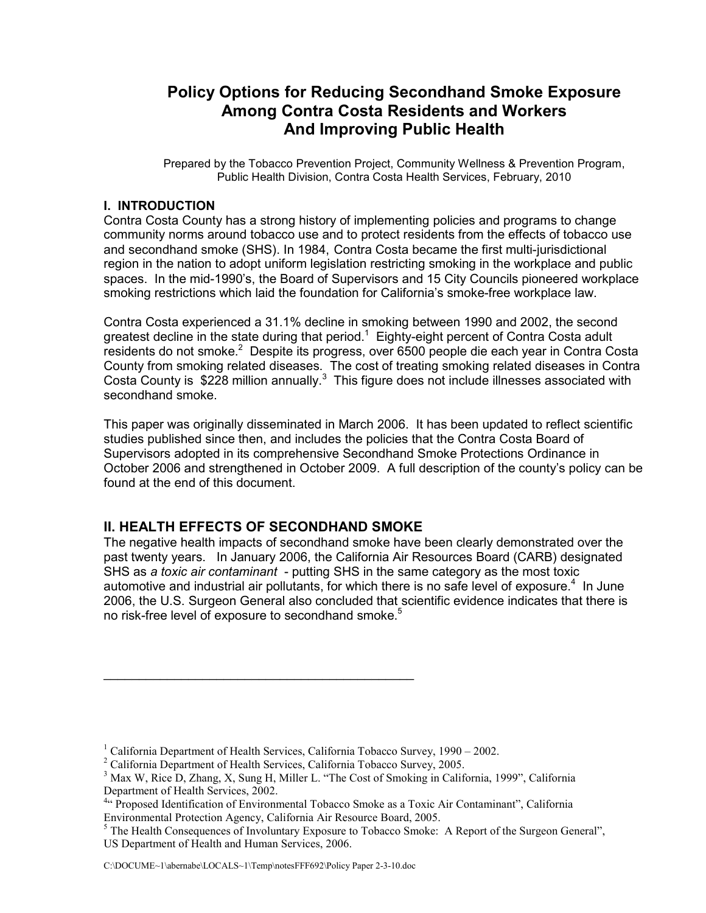# Policy Options for Reducing Secondhand Smoke Exposure Among Contra Costa Residents and Workers And Improving Public Health

Prepared by the Tobacco Prevention Project, Community Wellness & Prevention Program, Public Health Division, Contra Costa Health Services, February, 2010

## I. INTRODUCTION

Contra Costa County has a strong history of implementing policies and programs to change community norms around tobacco use and to protect residents from the effects of tobacco use and secondhand smoke (SHS). In 1984, Contra Costa became the first multi-jurisdictional region in the nation to adopt uniform legislation restricting smoking in the workplace and public spaces. In the mid-1990's, the Board of Supervisors and 15 City Councils pioneered workplace smoking restrictions which laid the foundation for California's smoke-free workplace law.

Contra Costa experienced a 31.1% decline in smoking between 1990 and 2002, the second greatest decline in the state during that period.[1] Eighty-eight percent of Contra Costa adult residents do not smoke.[2] Despite its progress, over 6500 people die each year in Contra Costa County from smoking related diseases. The cost of treating smoking related diseases in Contra Costa County is $228 million annually.[3] This figure does not include illnesses associated with secondhand smoke.

This paper was originally disseminated in March 2006. It has been updated to reflect scientific studies published since then, and includes the policies that the Contra Costa Board of Supervisors adopted in its comprehensive Secondhand Smoke Protections Ordinance in October 2006 and strengthened in October 2009. A full description of the county's policy can be found at the end of this document.

## II. HEALTH EFFECTS OF SECONDHAND SMOKE

The negative health impacts of secondhand smoke have been clearly demonstrated over the past twenty years. In January 2006, the California Air Resources Board (CARB) designated SHS as *a toxic air contaminant* - putting SHS in the same category as the most toxic automotive and industrial air pollutants, for which there is no safe level of exposure.[4] In June 2006, the U.S. Surgeon General also concluded that scientific evidence indicates that there is no risk-free level of exposure to secondhand smoke.[5]

---

[1] California Department of Health Services, California Tobacco Survey, 1990 – 2002.

[2] California Department of Health Services, California Tobacco Survey, 2005.

[3] Max W, Rice D, Zhang, X, Sung H, Miller L. "The Cost of Smoking in California, 1999", California Department of Health Services, 2002.

[4] " Proposed Identification of Environmental Tobacco Smoke as a Toxic Air Contaminant", California Environmental Protection Agency, California Air Resource Board, 2005.

[5] The Health Consequences of Involuntary Exposure to Tobacco Smoke: A Report of the Surgeon General", US Department of Health and Human Services, 2006.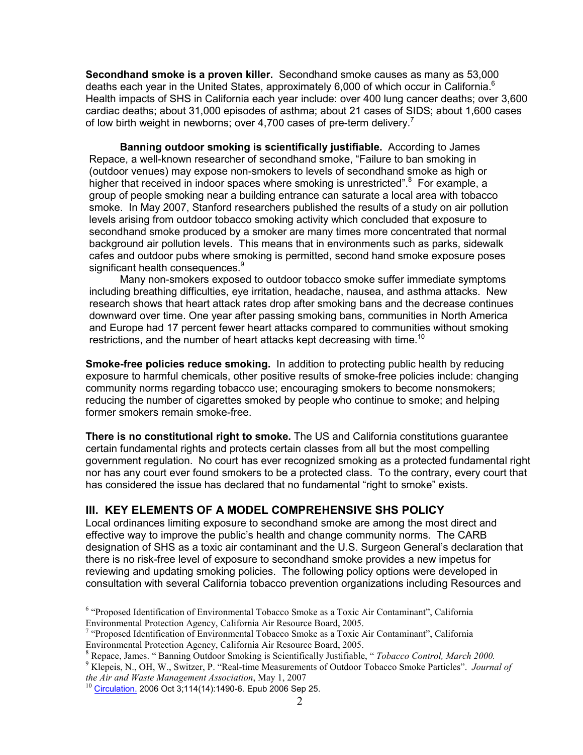**Secondhand smoke is a proven killer.** Secondhand smoke causes as many as 53,000 deaths each year in the United States, approximately 6,000 of which occur in California.[6] Health impacts of SHS in California each year include: over 400 lung cancer deaths; over 3,600 cardiac deaths; about 31,000 episodes of asthma; about 21 cases of SIDS; about 1,600 cases of low birth weight in newborns; over 4,700 cases of pre-term delivery.[7]

**Banning outdoor smoking is scientifically justifiable.** According to James Repace, a well-known researcher of secondhand smoke, "Failure to ban smoking in (outdoor venues) may expose non-smokers to levels of secondhand smoke as high or higher that received in indoor spaces where smoking is unrestricted".[8] For example, a group of people smoking near a building entrance can saturate a local area with tobacco smoke. In May 2007, Stanford researchers published the results of a study on air pollution levels arising from outdoor tobacco smoking activity which concluded that exposure to secondhand smoke produced by a smoker are many times more concentrated that normal background air pollution levels. This means that in environments such as parks, sidewalk cafes and outdoor pubs where smoking is permitted, second hand smoke exposure poses significant health consequences.[9]

Many non-smokers exposed to outdoor tobacco smoke suffer immediate symptoms including breathing difficulties, eye irritation, headache, nausea, and asthma attacks. New research shows that heart attack rates drop after smoking bans and the decrease continues downward over time. One year after passing smoking bans, communities in North America and Europe had 17 percent fewer heart attacks compared to communities without smoking restrictions, and the number of heart attacks kept decreasing with time.[10]

**Smoke-free policies reduce smoking.** In addition to protecting public health by reducing exposure to harmful chemicals, other positive results of smoke-free policies include: changing community norms regarding tobacco use; encouraging smokers to become nonsmokers; reducing the number of cigarettes smoked by people who continue to smoke; and helping former smokers remain smoke-free.

**There is no constitutional right to smoke.** The US and California constitutions guarantee certain fundamental rights and protects certain classes from all but the most compelling government regulation. No court has ever recognized smoking as a protected fundamental right nor has any court ever found smokers to be a protected class. To the contrary, every court that has considered the issue has declared that no fundamental "right to smoke" exists.

## III. KEY ELEMENTS OF A MODEL COMPREHENSIVE SHS POLICY

Local ordinances limiting exposure to secondhand smoke are among the most direct and effective way to improve the public's health and change community norms. The CARB designation of SHS as a toxic air contaminant and the U.S. Surgeon General's declaration that there is no risk-free level of exposure to secondhand smoke provides a new impetus for reviewing and updating smoking policies. The following policy options were developed in consultation with several California tobacco prevention organizations including Resources and

---

[6] "Proposed Identification of Environmental Tobacco Smoke as a Toxic Air Contaminant", California Environmental Protection Agency, California Air Resource Board, 2005.

[7] "Proposed Identification of Environmental Tobacco Smoke as a Toxic Air Contaminant", California Environmental Protection Agency, California Air Resource Board, 2005.

[8] Repace, James. " Banning Outdoor Smoking is Scientifically Justifiable, " *Tobacco Control, March 2000.*

[9] Klepeis, N., OH, W., Switzer, P. "Real-time Measurements of Outdoor Tobacco Smoke Particles". *Journal of the Air and Waste Management Association*, May 1, 2007

[10] Circulation. 2006 Oct 3;114(14):1490-6. Epub 2006 Sep 25.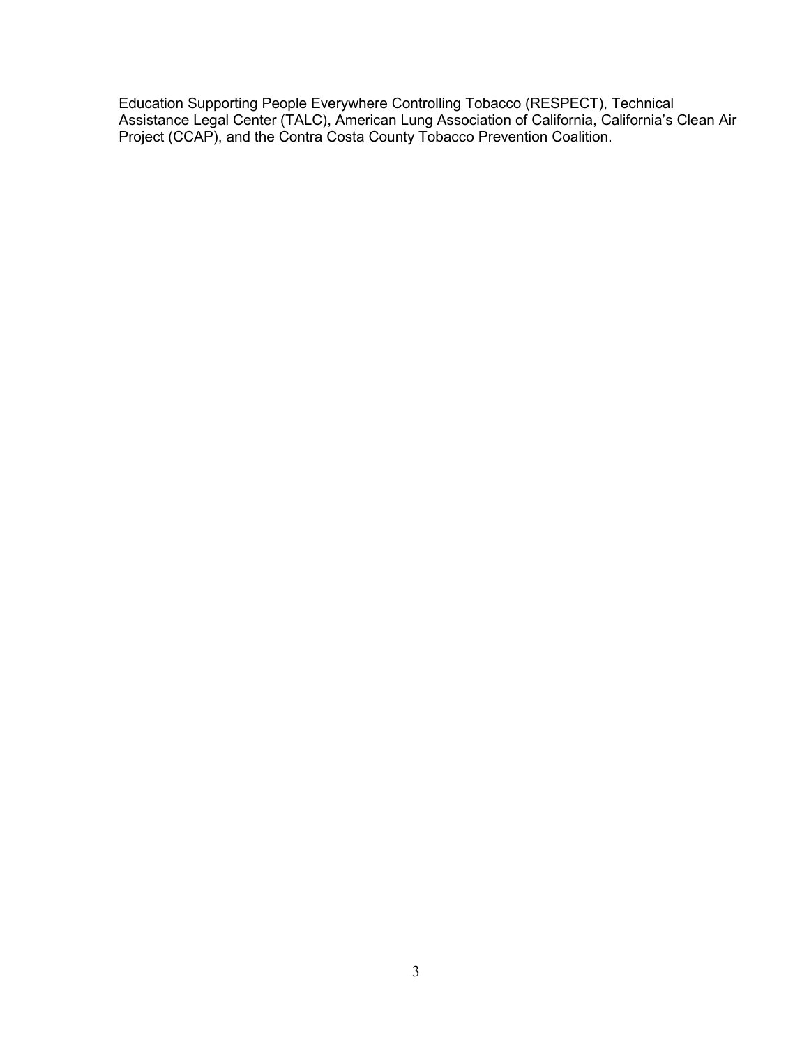Education Supporting People Everywhere Controlling Tobacco (RESPECT), Technical Assistance Legal Center (TALC), American Lung Association of California, California's Clean Air Project (CCAP), and the Contra Costa County Tobacco Prevention Coalition.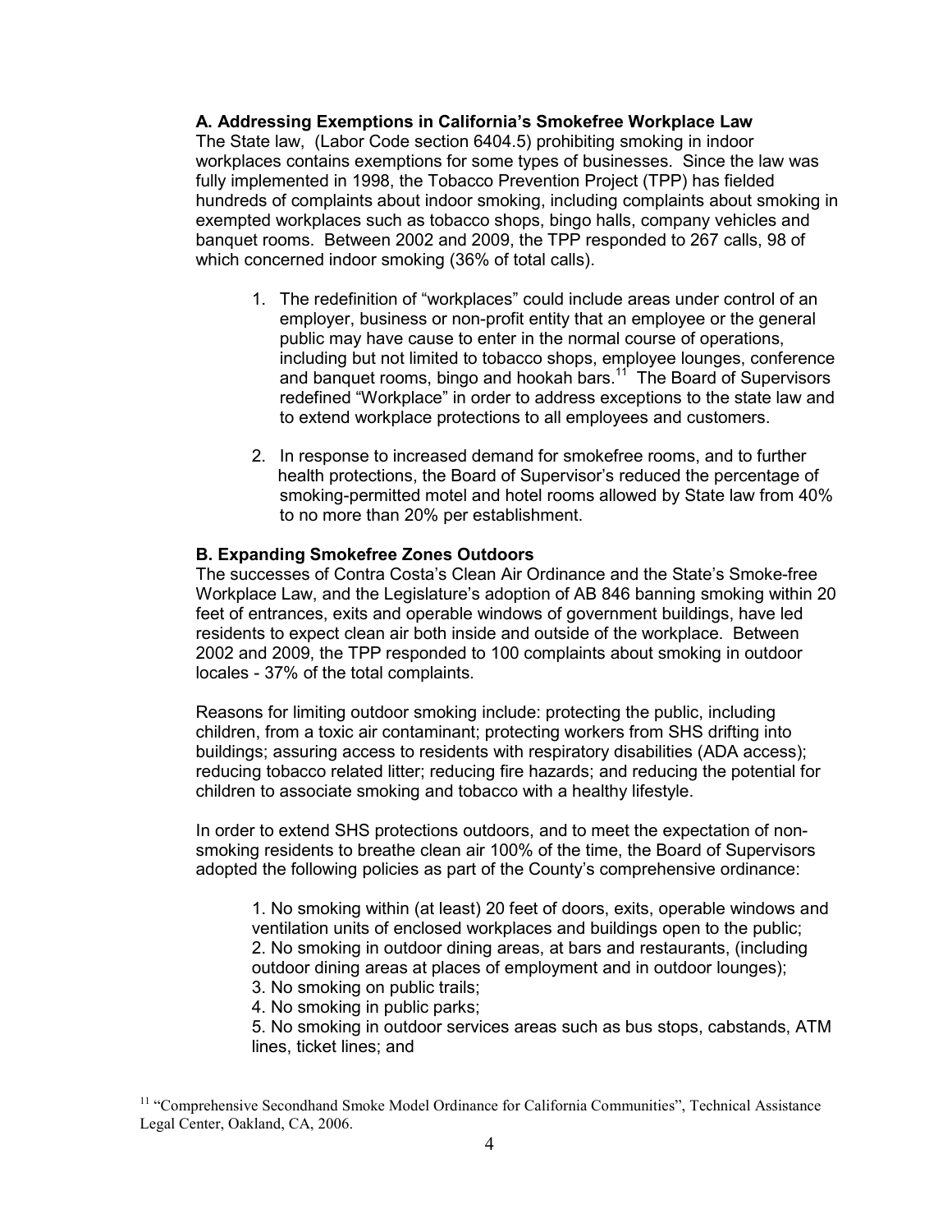**A. Addressing Exemptions in California's Smokefree Workplace Law**
The State law, (Labor Code section 6404.5) prohibiting smoking in indoor workplaces contains exemptions for some types of businesses. Since the law was fully implemented in 1998, the Tobacco Prevention Project (TPP) has fielded hundreds of complaints about indoor smoking, including complaints about smoking in exempted workplaces such as tobacco shops, bingo halls, company vehicles and banquet rooms. Between 2002 and 2009, the TPP responded to 267 calls, 98 of which concerned indoor smoking (36% of total calls).

1. The redefinition of "workplaces" could include areas under control of an employer, business or non-profit entity that an employee or the general public may have cause to enter in the normal course of operations, including but not limited to tobacco shops, employee lounges, conference and banquet rooms, bingo and hookah bars.[11] The Board of Supervisors redefined "Workplace" in order to address exceptions to the state law and to extend workplace protections to all employees and customers.

2. In response to increased demand for smokefree rooms, and to further health protections, the Board of Supervisor's reduced the percentage of smoking-permitted motel and hotel rooms allowed by State law from 40% to no more than 20% per establishment.

**B. Expanding Smokefree Zones Outdoors**
The successes of Contra Costa's Clean Air Ordinance and the State's Smoke-free Workplace Law, and the Legislature's adoption of AB 846 banning smoking within 20 feet of entrances, exits and operable windows of government buildings, have led residents to expect clean air both inside and outside of the workplace. Between 2002 and 2009, the TPP responded to 100 complaints about smoking in outdoor locales - 37% of the total complaints.

Reasons for limiting outdoor smoking include: protecting the public, including children, from a toxic air contaminant; protecting workers from SHS drifting into buildings; assuring access to residents with respiratory disabilities (ADA access); reducing tobacco related litter; reducing fire hazards; and reducing the potential for children to associate smoking and tobacco with a healthy lifestyle.

In order to extend SHS protections outdoors, and to meet the expectation of non-smoking residents to breathe clean air 100% of the time, the Board of Supervisors adopted the following policies as part of the County's comprehensive ordinance:

1. No smoking within (at least) 20 feet of doors, exits, operable windows and ventilation units of enclosed workplaces and buildings open to the public;
2. No smoking in outdoor dining areas, at bars and restaurants, (including outdoor dining areas at places of employment and in outdoor lounges);
3. No smoking on public trails;
4. No smoking in public parks;
5. No smoking in outdoor services areas such as bus stops, cabstands, ATM lines, ticket lines; and

[11] "Comprehensive Secondhand Smoke Model Ordinance for California Communities", Technical Assistance Legal Center, Oakland, CA, 2006.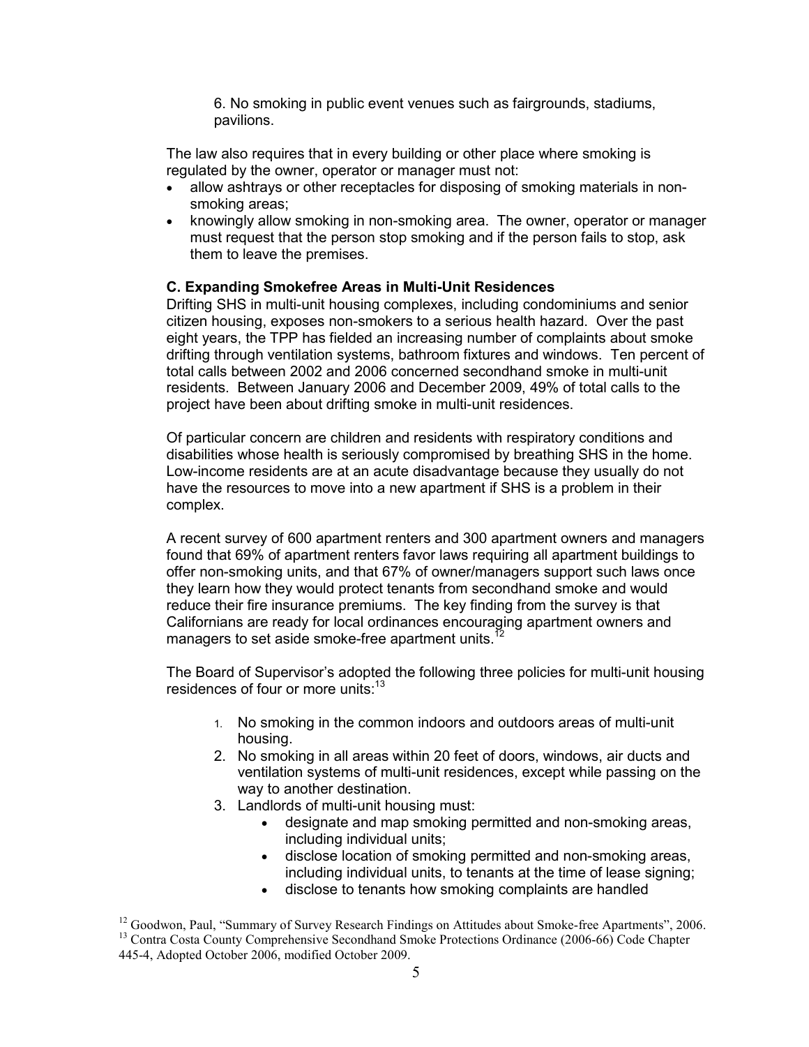6. No smoking in public event venues such as fairgrounds, stadiums, pavilions.

The law also requires that in every building or other place where smoking is regulated by the owner, operator or manager must not:

- allow ashtrays or other receptacles for disposing of smoking materials in non-smoking areas;
- knowingly allow smoking in non-smoking area. The owner, operator or manager must request that the person stop smoking and if the person fails to stop, ask them to leave the premises.

**C. Expanding Smokefree Areas in Multi-Unit Residences**

Drifting SHS in multi-unit housing complexes, including condominiums and senior citizen housing, exposes non-smokers to a serious health hazard. Over the past eight years, the TPP has fielded an increasing number of complaints about smoke drifting through ventilation systems, bathroom fixtures and windows. Ten percent of total calls between 2002 and 2006 concerned secondhand smoke in multi-unit residents. Between January 2006 and December 2009, 49% of total calls to the project have been about drifting smoke in multi-unit residences.

Of particular concern are children and residents with respiratory conditions and disabilities whose health is seriously compromised by breathing SHS in the home. Low-income residents are at an acute disadvantage because they usually do not have the resources to move into a new apartment if SHS is a problem in their complex.

A recent survey of 600 apartment renters and 300 apartment owners and managers found that 69% of apartment renters favor laws requiring all apartment buildings to offer non-smoking units, and that 67% of owner/managers support such laws once they learn how they would protect tenants from secondhand smoke and would reduce their fire insurance premiums. The key finding from the survey is that Californians are ready for local ordinances encouraging apartment owners and managers to set aside smoke-free apartment units.[12]

The Board of Supervisor's adopted the following three policies for multi-unit housing residences of four or more units:[13]

1. No smoking in the common indoors and outdoors areas of multi-unit housing.
2. No smoking in all areas within 20 feet of doors, windows, air ducts and ventilation systems of multi-unit residences, except while passing on the way to another destination.
3. Landlords of multi-unit housing must:
   - designate and map smoking permitted and non-smoking areas, including individual units;
   - disclose location of smoking permitted and non-smoking areas, including individual units, to tenants at the time of lease signing;
   - disclose to tenants how smoking complaints are handled

[12] Goodwon, Paul, "Summary of Survey Research Findings on Attitudes about Smoke-free Apartments", 2006.

[13] Contra Costa County Comprehensive Secondhand Smoke Protections Ordinance (2006-66) Code Chapter 445-4, Adopted October 2006, modified October 2009.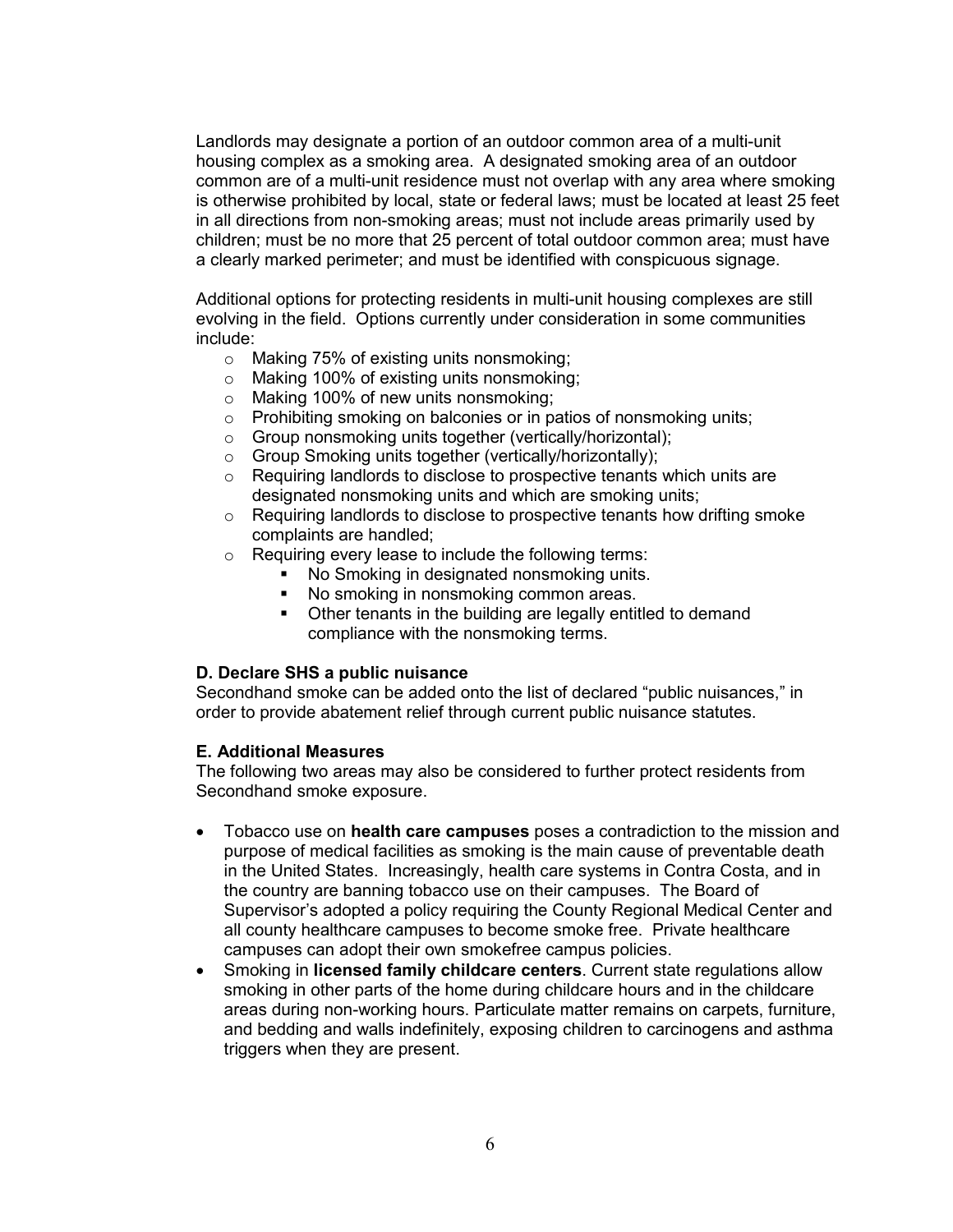Landlords may designate a portion of an outdoor common area of a multi-unit housing complex as a smoking area. A designated smoking area of an outdoor common are of a multi-unit residence must not overlap with any area where smoking is otherwise prohibited by local, state or federal laws; must be located at least 25 feet in all directions from non-smoking areas; must not include areas primarily used by children; must be no more that 25 percent of total outdoor common area; must have a clearly marked perimeter; and must be identified with conspicuous signage.

Additional options for protecting residents in multi-unit housing complexes are still evolving in the field. Options currently under consideration in some communities include:

- Making 75% of existing units nonsmoking;
- Making 100% of existing units nonsmoking;
- Making 100% of new units nonsmoking;
- Prohibiting smoking on balconies or in patios of nonsmoking units;
- Group nonsmoking units together (vertically/horizontal);
- Group Smoking units together (vertically/horizontally);
- Requiring landlords to disclose to prospective tenants which units are designated nonsmoking units and which are smoking units;
- Requiring landlords to disclose to prospective tenants how drifting smoke complaints are handled;
- Requiring every lease to include the following terms:
  - No Smoking in designated nonsmoking units.
  - No smoking in nonsmoking common areas.
  - Other tenants in the building are legally entitled to demand compliance with the nonsmoking terms.

**D. Declare SHS a public nuisance**

Secondhand smoke can be added onto the list of declared "public nuisances," in order to provide abatement relief through current public nuisance statutes.

**E. Additional Measures**

The following two areas may also be considered to further protect residents from Secondhand smoke exposure.

- Tobacco use on **health care campuses** poses a contradiction to the mission and purpose of medical facilities as smoking is the main cause of preventable death in the United States. Increasingly, health care systems in Contra Costa, and in the country are banning tobacco use on their campuses. The Board of Supervisor's adopted a policy requiring the County Regional Medical Center and all county healthcare campuses to become smoke free. Private healthcare campuses can adopt their own smokefree campus policies.
- Smoking in **licensed family childcare centers**. Current state regulations allow smoking in other parts of the home during childcare hours and in the childcare areas during non-working hours. Particulate matter remains on carpets, furniture, and bedding and walls indefinitely, exposing children to carcinogens and asthma triggers when they are present.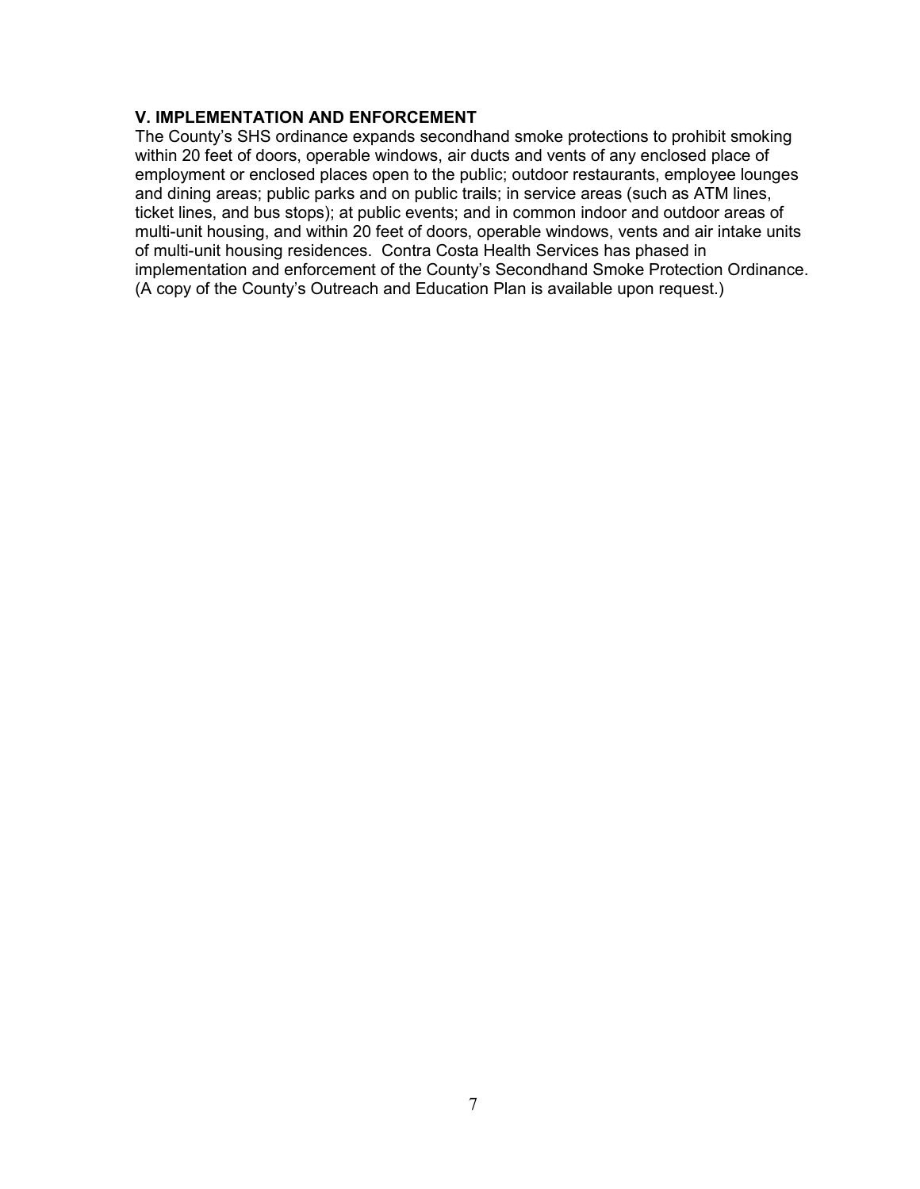## V. IMPLEMENTATION AND ENFORCEMENT

The County's SHS ordinance expands secondhand smoke protections to prohibit smoking within 20 feet of doors, operable windows, air ducts and vents of any enclosed place of employment or enclosed places open to the public; outdoor restaurants, employee lounges and dining areas; public parks and on public trails; in service areas (such as ATM lines, ticket lines, and bus stops); at public events; and in common indoor and outdoor areas of multi-unit housing, and within 20 feet of doors, operable windows, vents and air intake units of multi-unit housing residences. Contra Costa Health Services has phased in implementation and enforcement of the County's Secondhand Smoke Protection Ordinance. (A copy of the County's Outreach and Education Plan is available upon request.)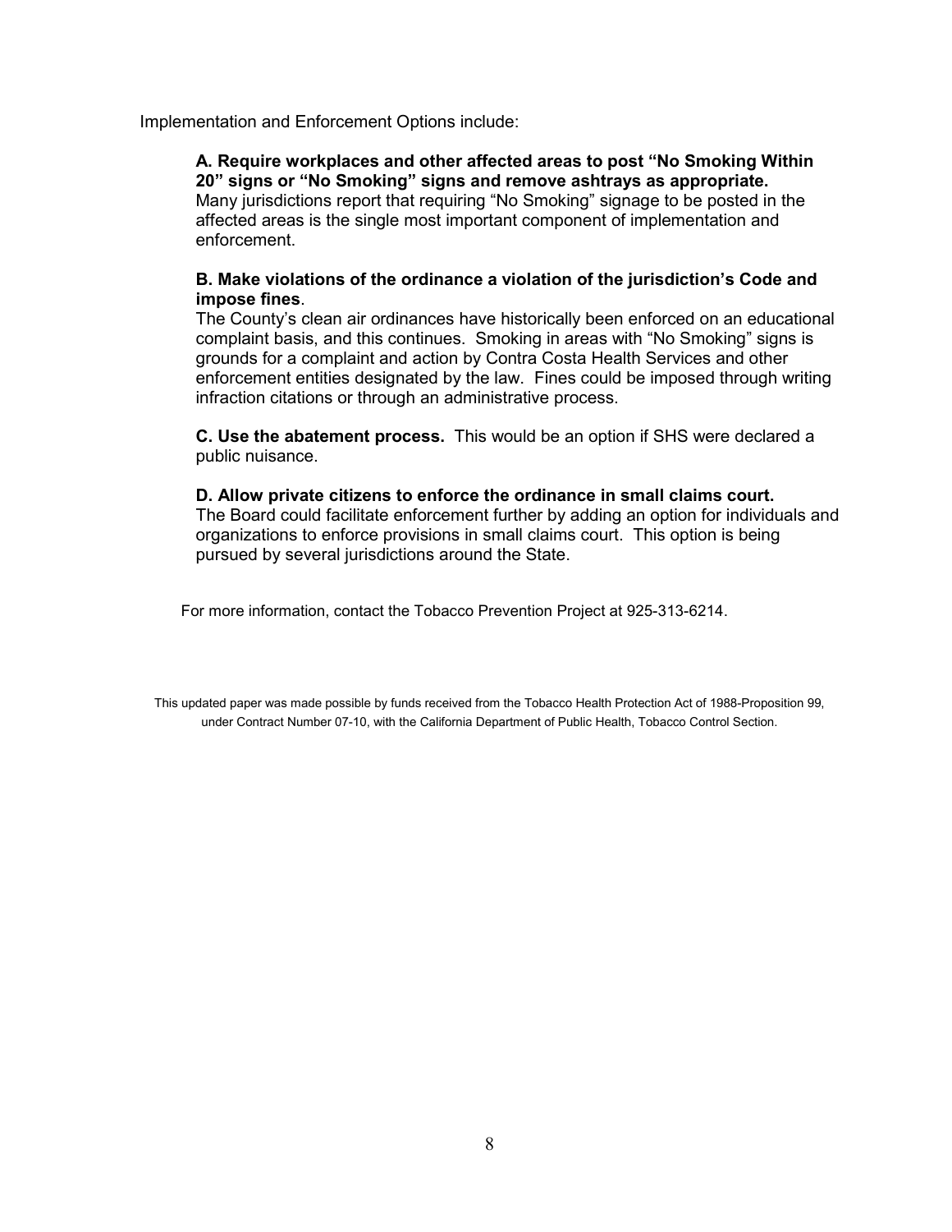Implementation and Enforcement Options include:

**A. Require workplaces and other affected areas to post "No Smoking Within 20" signs or "No Smoking" signs and remove ashtrays as appropriate.**
Many jurisdictions report that requiring "No Smoking" signage to be posted in the affected areas is the single most important component of implementation and enforcement.

**B. Make violations of the ordinance a violation of the jurisdiction's Code and impose fines**.
The County's clean air ordinances have historically been enforced on an educational complaint basis, and this continues. Smoking in areas with "No Smoking" signs is grounds for a complaint and action by Contra Costa Health Services and other enforcement entities designated by the law. Fines could be imposed through writing infraction citations or through an administrative process.

**C. Use the abatement process.** This would be an option if SHS were declared a public nuisance.

**D. Allow private citizens to enforce the ordinance in small claims court.**
The Board could facilitate enforcement further by adding an option for individuals and organizations to enforce provisions in small claims court. This option is being pursued by several jurisdictions around the State.

For more information, contact the Tobacco Prevention Project at 925-313-6214.

This updated paper was made possible by funds received from the Tobacco Health Protection Act of 1988-Proposition 99, under Contract Number 07-10, with the California Department of Public Health, Tobacco Control Section.